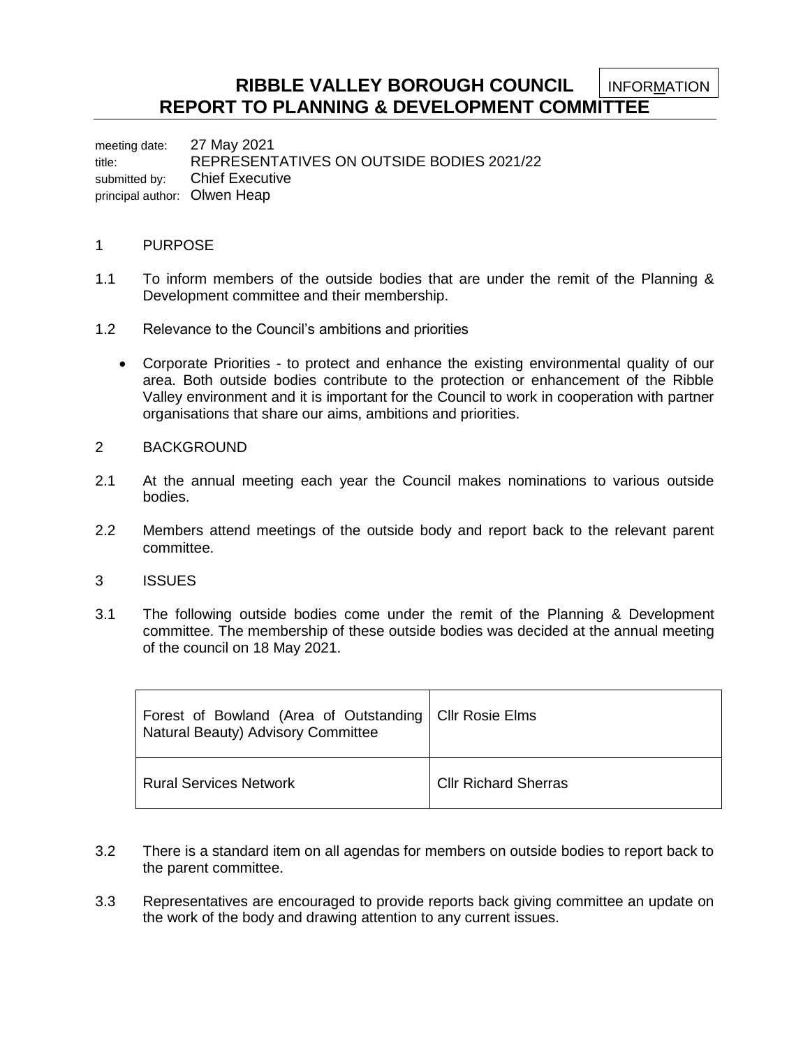# RIBBLE VALLEY BOROUGH COUNCIL
# REPORT TO PLANNING & DEVELOPMENT COMMITTEE

INFORMATION

meeting date: 27 May 2021
title: REPRESENTATIVES ON OUTSIDE BODIES 2021/22
submitted by: Chief Executive
principal author: Olwen Heap

1 PURPOSE

1.1 To inform members of the outside bodies that are under the remit of the Planning & Development committee and their membership.

1.2 Relevance to the Council's ambitions and priorities

- Corporate Priorities - to protect and enhance the existing environmental quality of our area. Both outside bodies contribute to the protection or enhancement of the Ribble Valley environment and it is important for the Council to work in cooperation with partner organisations that share our aims, ambitions and priorities.

2 BACKGROUND

2.1 At the annual meeting each year the Council makes nominations to various outside bodies.

2.2 Members attend meetings of the outside body and report back to the relevant parent committee.

3 ISSUES

3.1 The following outside bodies come under the remit of the Planning & Development committee. The membership of these outside bodies was decided at the annual meeting of the council on 18 May 2021.

| | |
|---|---|
| Forest of Bowland (Area of Outstanding Natural Beauty) Advisory Committee | Cllr Rosie Elms |
| Rural Services Network | Cllr Richard Sherras |

3.2 There is a standard item on all agendas for members on outside bodies to report back to the parent committee.

3.3 Representatives are encouraged to provide reports back giving committee an update on the work of the body and drawing attention to any current issues.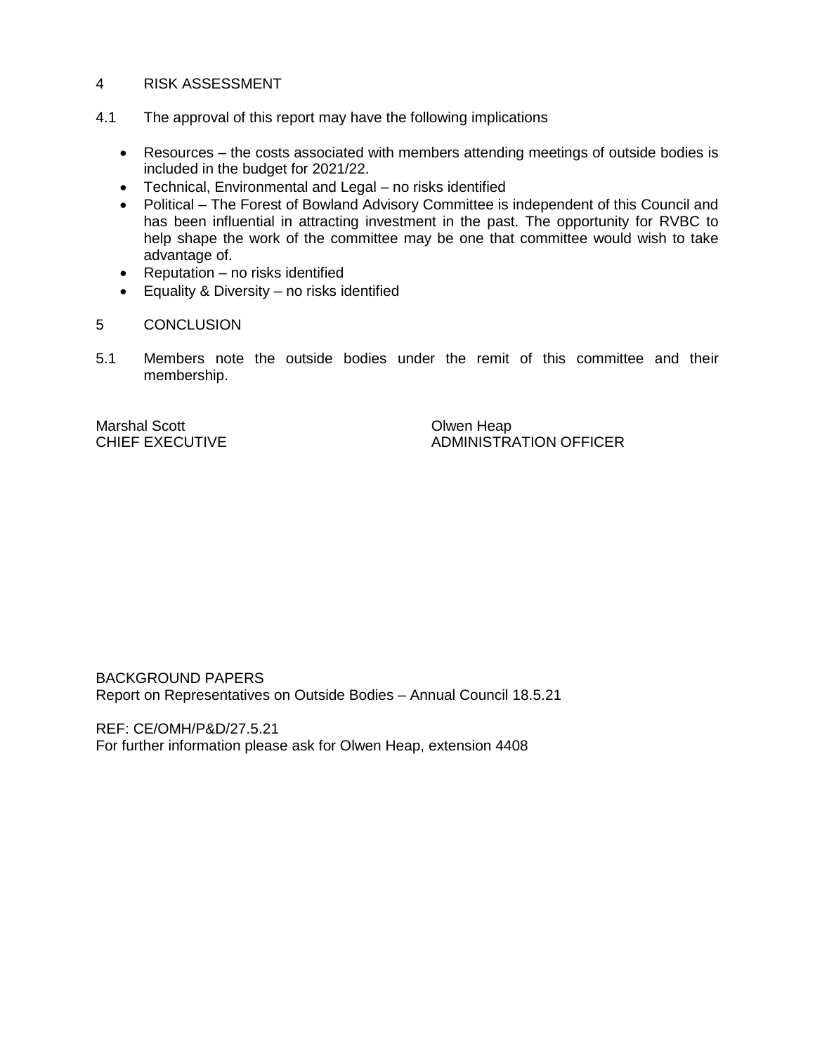## 4 RISK ASSESSMENT

4.1 The approval of this report may have the following implications

- Resources – the costs associated with members attending meetings of outside bodies is included in the budget for 2021/22.
- Technical, Environmental and Legal – no risks identified
- Political – The Forest of Bowland Advisory Committee is independent of this Council and has been influential in attracting investment in the past. The opportunity for RVBC to help shape the work of the committee may be one that committee would wish to take advantage of.
- Reputation – no risks identified
- Equality & Diversity – no risks identified

## 5 CONCLUSION

5.1 Members note the outside bodies under the remit of this committee and their membership.

Marshal Scott
CHIEF EXECUTIVE

Olwen Heap
ADMINISTRATION OFFICER

BACKGROUND PAPERS
Report on Representatives on Outside Bodies – Annual Council 18.5.21

REF: CE/OMH/P&D/27.5.21
For further information please ask for Olwen Heap, extension 4408